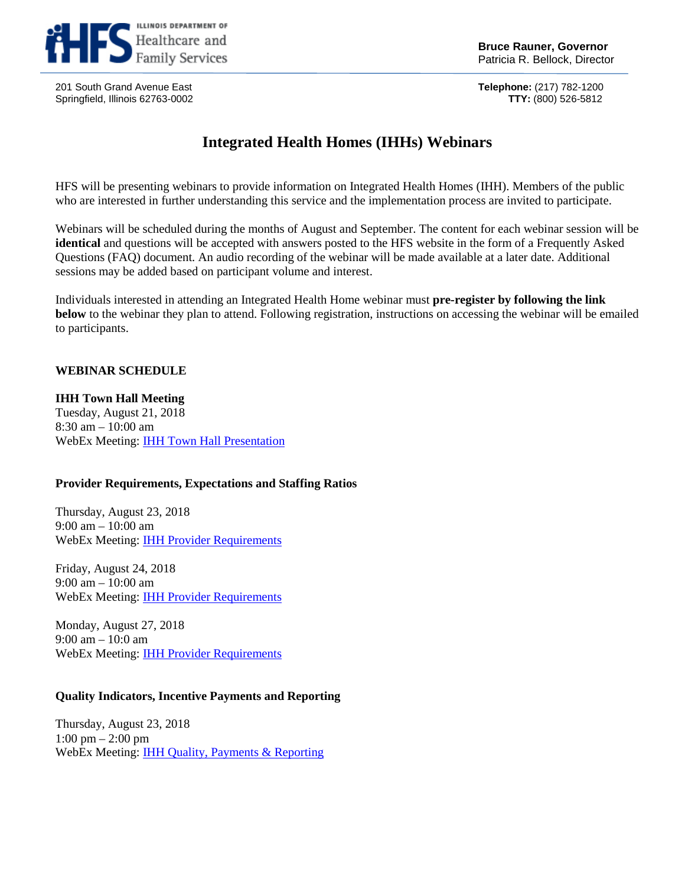Illinois Department of Healthcare and Family Services

**Bruce Rauner, Governor**
Patricia R. Bellock, Director

201 South Grand Avenue East
Springfield, Illinois 62763-0002

**Telephone:** (217) 782-1200
**TTY:** (800) 526-5812

# Integrated Health Homes (IHHs) Webinars

HFS will be presenting webinars to provide information on Integrated Health Homes (IHH). Members of the public who are interested in further understanding this service and the implementation process are invited to participate.

Webinars will be scheduled during the months of August and September. The content for each webinar session will be **identical** and questions will be accepted with answers posted to the HFS website in the form of a Frequently Asked Questions (FAQ) document. An audio recording of the webinar will be made available at a later date. Additional sessions may be added based on participant volume and interest.

Individuals interested in attending an Integrated Health Home webinar must **pre-register by following the link below** to the webinar they plan to attend. Following registration, instructions on accessing the webinar will be emailed to participants.

## WEBINAR SCHEDULE

### IHH Town Hall Meeting

Tuesday, August 21, 2018
8:30 am – 10:00 am
WebEx Meeting: IHH Town Hall Presentation

### Provider Requirements, Expectations and Staffing Ratios

Thursday, August 23, 2018
9:00 am – 10:00 am
WebEx Meeting: IHH Provider Requirements

Friday, August 24, 2018
9:00 am – 10:00 am
WebEx Meeting: IHH Provider Requirements

Monday, August 27, 2018
9:00 am – 10:0 am
WebEx Meeting: IHH Provider Requirements

### Quality Indicators, Incentive Payments and Reporting

Thursday, August 23, 2018
1:00 pm – 2:00 pm
WebEx Meeting: IHH Quality, Payments & Reporting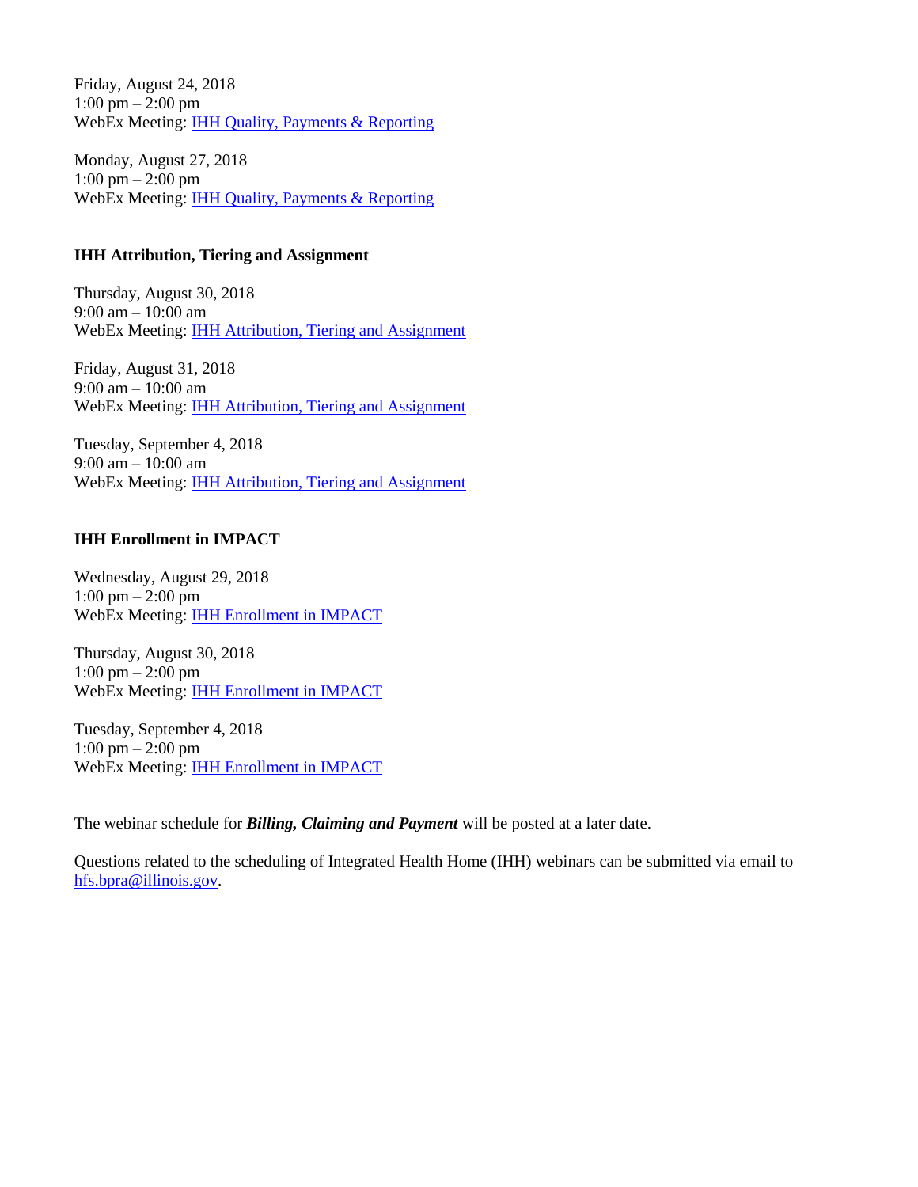Friday, August 24, 2018
1:00 pm – 2:00 pm
WebEx Meeting: IHH Quality, Payments & Reporting

Monday, August 27, 2018
1:00 pm – 2:00 pm
WebEx Meeting: IHH Quality, Payments & Reporting

**IHH Attribution, Tiering and Assignment**

Thursday, August 30, 2018
9:00 am – 10:00 am
WebEx Meeting: IHH Attribution, Tiering and Assignment

Friday, August 31, 2018
9:00 am – 10:00 am
WebEx Meeting: IHH Attribution, Tiering and Assignment

Tuesday, September 4, 2018
9:00 am – 10:00 am
WebEx Meeting: IHH Attribution, Tiering and Assignment

**IHH Enrollment in IMPACT**

Wednesday, August 29, 2018
1:00 pm – 2:00 pm
WebEx Meeting: IHH Enrollment in IMPACT

Thursday, August 30, 2018
1:00 pm – 2:00 pm
WebEx Meeting: IHH Enrollment in IMPACT

Tuesday, September 4, 2018
1:00 pm – 2:00 pm
WebEx Meeting: IHH Enrollment in IMPACT

The webinar schedule for ***Billing, Claiming and Payment*** will be posted at a later date.

Questions related to the scheduling of Integrated Health Home (IHH) webinars can be submitted via email to hfs.bpra@illinois.gov.